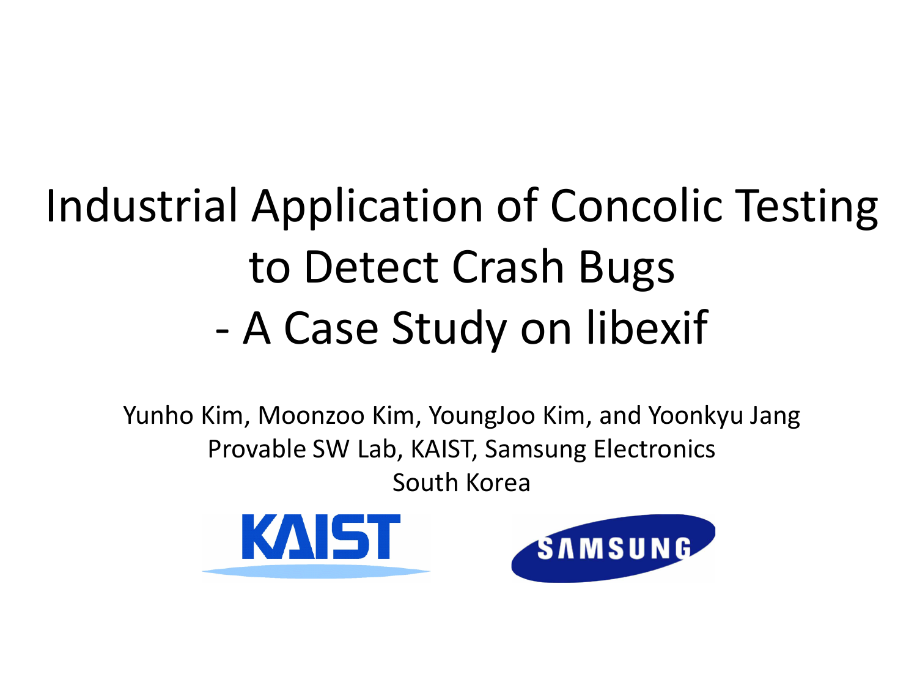# Industrial Application of Concolic Testing to Detect Crash Bugs - A Case Study on libexif

Yunho Kim, Moonzoo Kim, YoungJoo Kim, and Yoonkyu Jang

Provable SW Lab, KAIST, Samsung Electronics

South Korea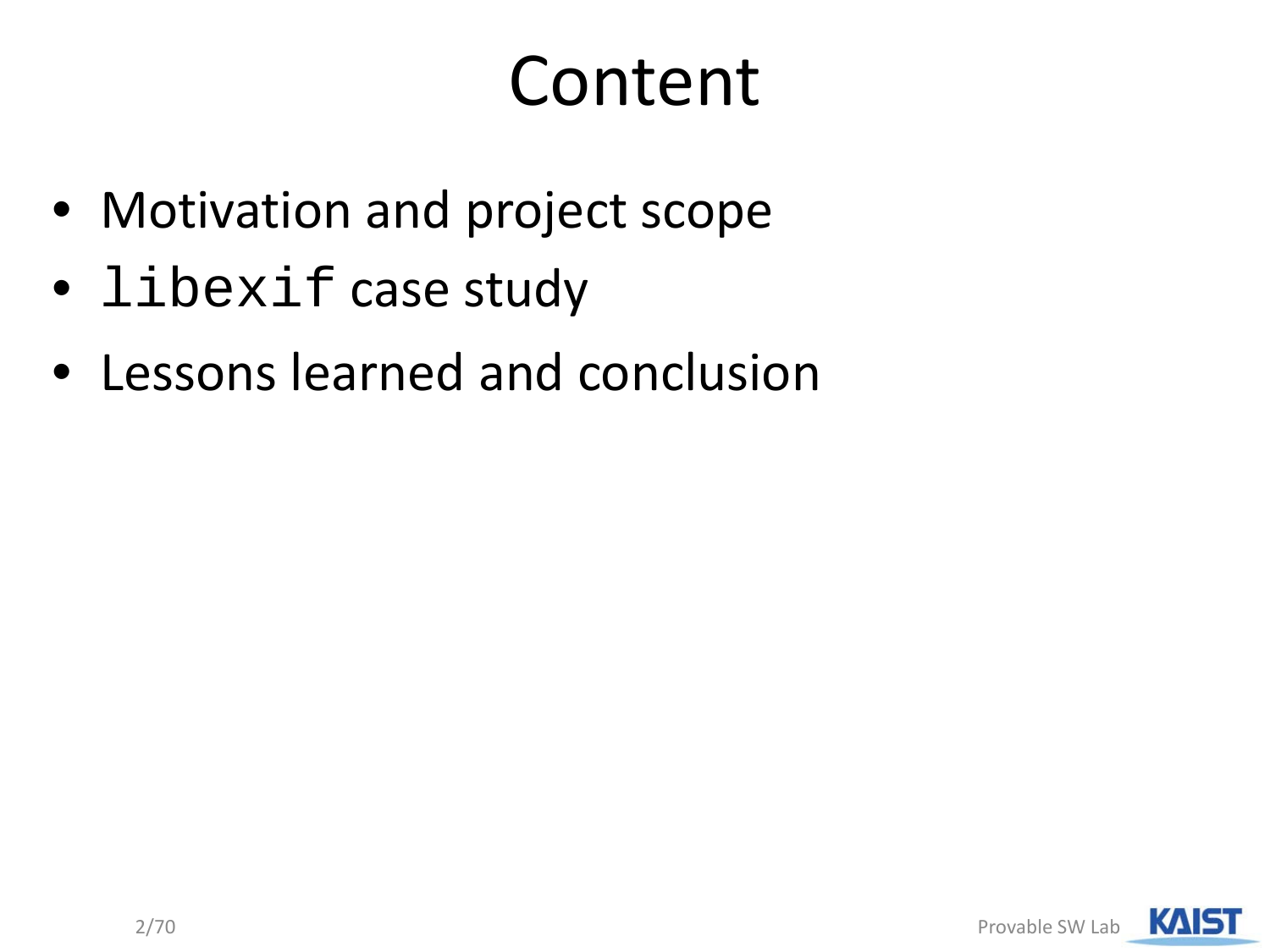# Content

- Motivation and project scope
- `libexif` case study
- Lessons learned and conclusion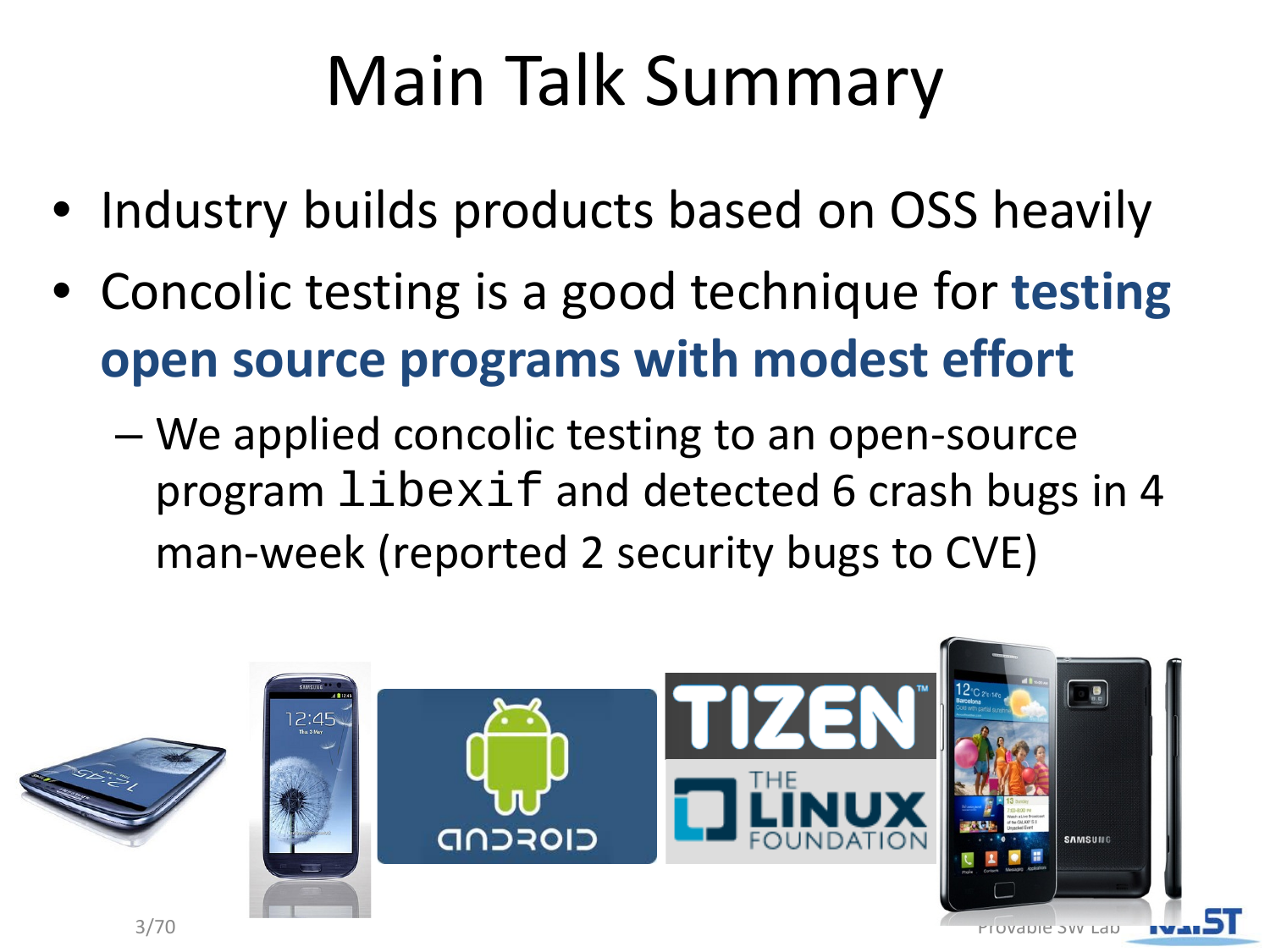# Main Talk Summary

- Industry builds products based on OSS heavily
- Concolic testing is a good technique for **testing open source programs with modest effort**
  - We applied concolic testing to an open-source program `libexif` and detected 6 crash bugs in 4 man-week (reported 2 security bugs to CVE)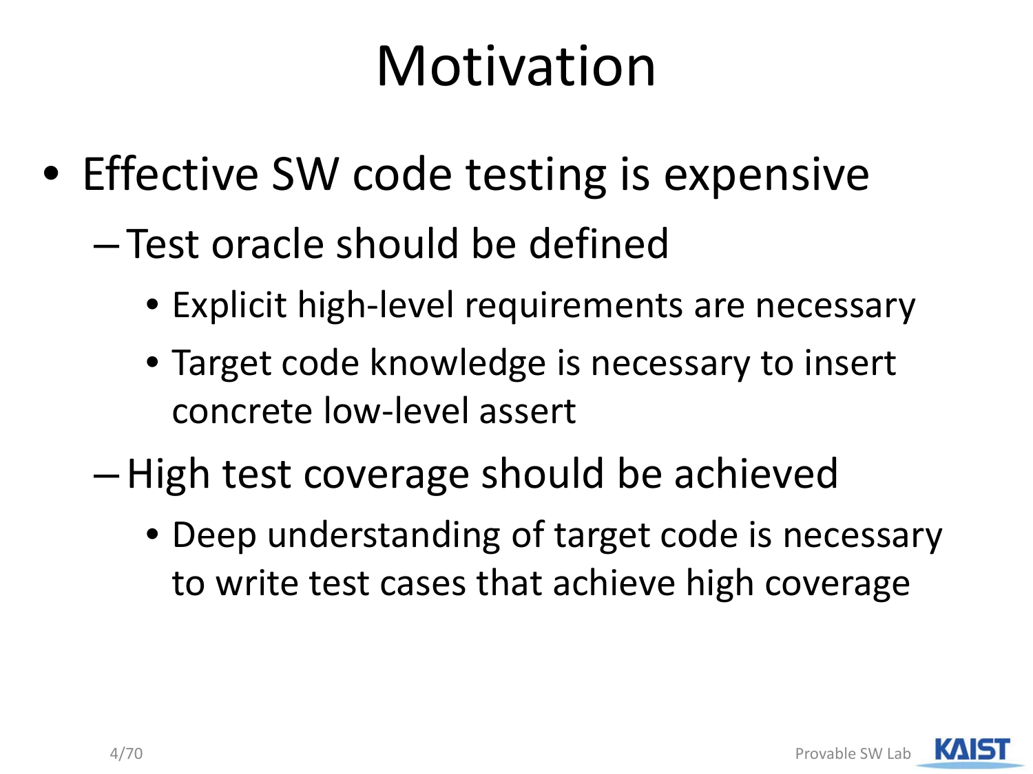# Motivation

- Effective SW code testing is expensive
  - Test oracle should be defined
    - Explicit high-level requirements are necessary
    - Target code knowledge is necessary to insert concrete low-level assert
  - High test coverage should be achieved
    - Deep understanding of target code is necessary to write test cases that achieve high coverage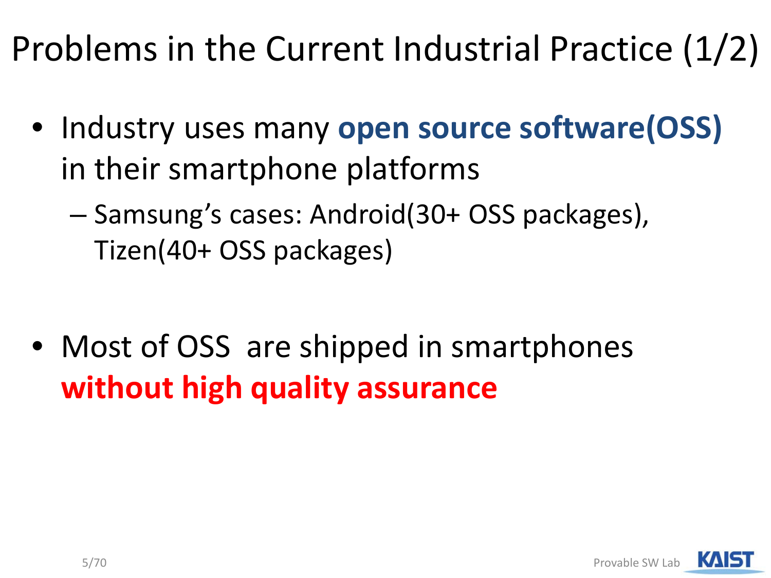# Problems in the Current Industrial Practice (1/2)

- Industry uses many **open source software(OSS)** in their smartphone platforms
  - Samsung's cases: Android(30+ OSS packages), Tizen(40+ OSS packages)

- Most of OSS are shipped in smartphones **without high quality assurance**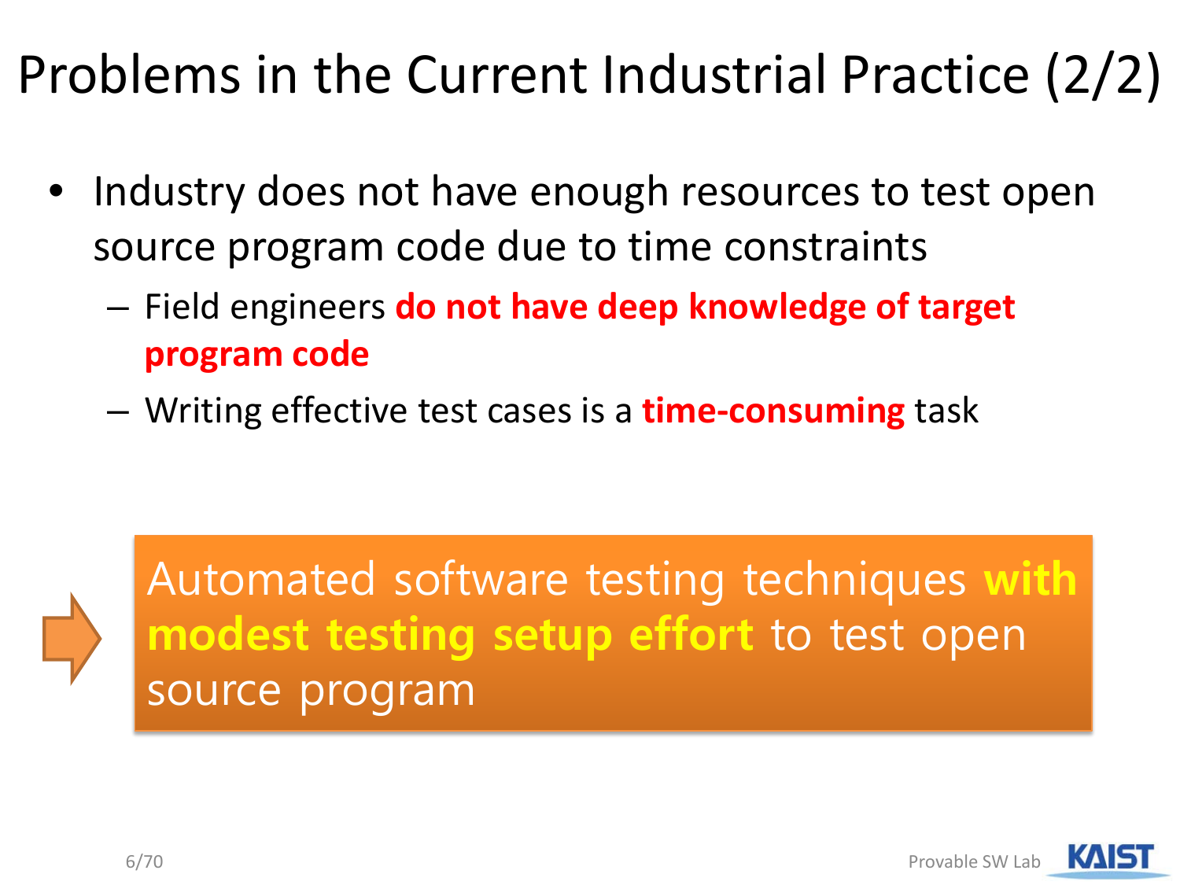# Problems in the Current Industrial Practice (2/2)

- Industry does not have enough resources to test open source program code due to time constraints
  - Field engineers **do not have deep knowledge of target program code**
  - Writing effective test cases is a **time-consuming** task

⇒ Automated software testing techniques **with modest testing setup effort** to test open source program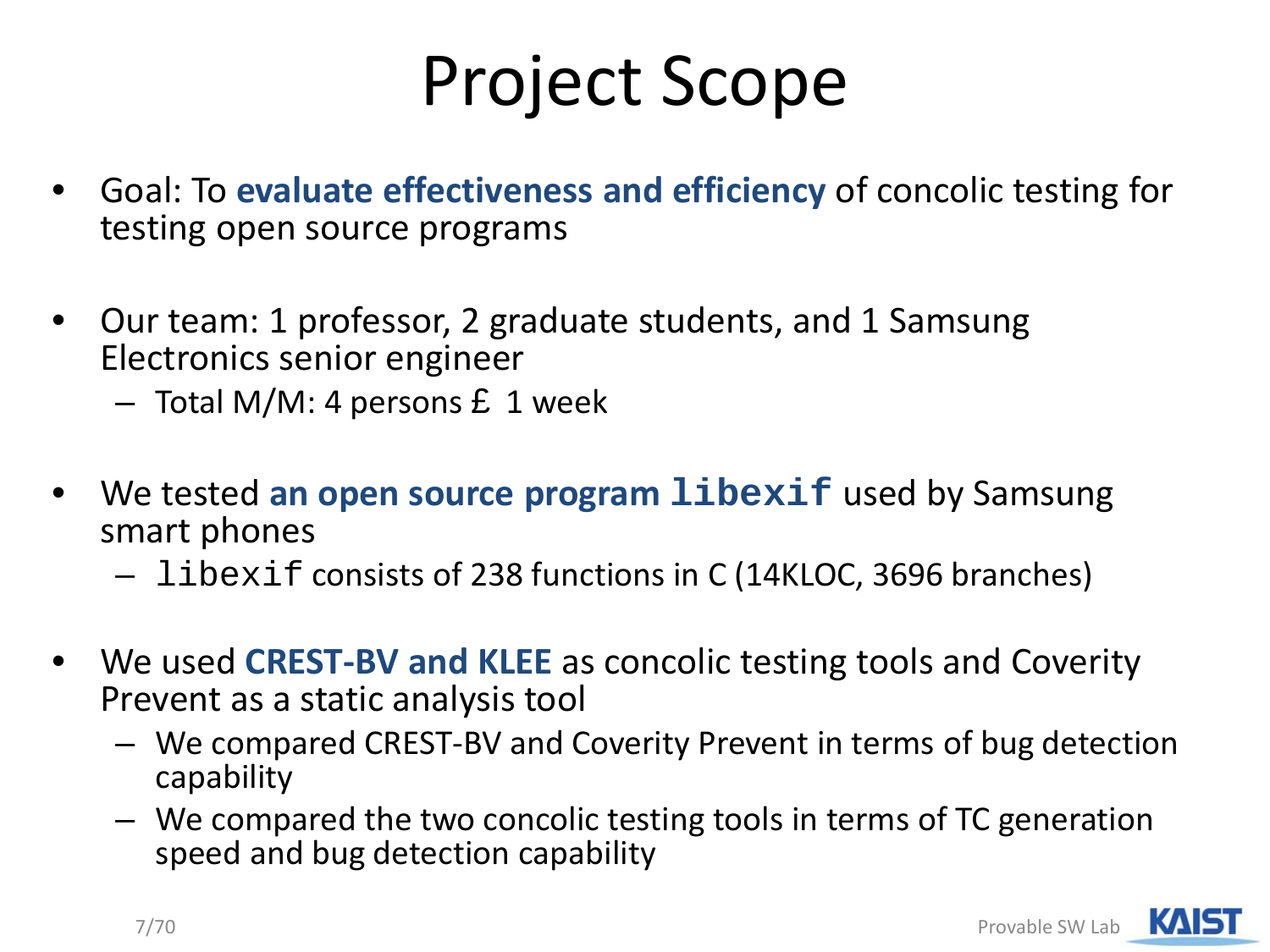# Project Scope

- Goal: To **evaluate effectiveness and efficiency** of concolic testing for testing open source programs
- Our team: 1 professor, 2 graduate students, and 1 Samsung Electronics senior engineer
  - Total M/M: 4 persons £ 1 week
- We tested **an open source program `libexif`** used by Samsung smart phones
  - `libexif` consists of 238 functions in C (14KLOC, 3696 branches)
- We used **CREST-BV and KLEE** as concolic testing tools and Coverity Prevent as a static analysis tool
  - We compared CREST-BV and Coverity Prevent in terms of bug detection capability
  - We compared the two concolic testing tools in terms of TC generation speed and bug detection capability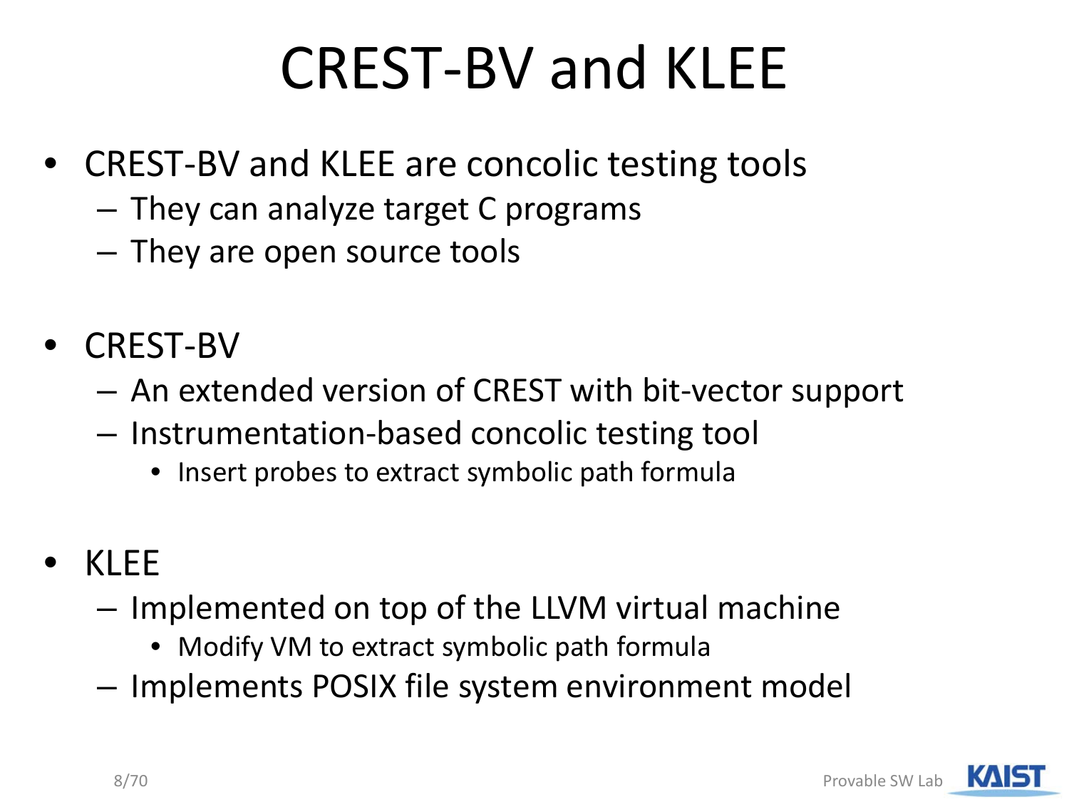# CREST-BV and KLEE

- CREST-BV and KLEE are concolic testing tools
  - They can analyze target C programs
  - They are open source tools

- CREST-BV
  - An extended version of CREST with bit-vector support
  - Instrumentation-based concolic testing tool
    - Insert probes to extract symbolic path formula

- KLEE
  - Implemented on top of the LLVM virtual machine
    - Modify VM to extract symbolic path formula
  - Implements POSIX file system environment model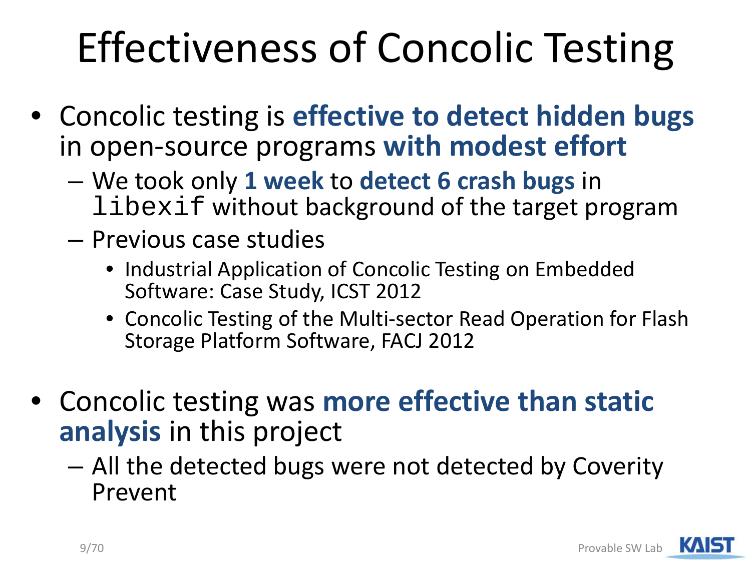# Effectiveness of Concolic Testing

- Concolic testing is **effective to detect hidden bugs** in open-source programs **with modest effort**
  - We took only **1 week** to **detect 6 crash bugs** in `libexif` without background of the target program
  - Previous case studies
    - Industrial Application of Concolic Testing on Embedded Software: Case Study, ICST 2012
    - Concolic Testing of the Multi-sector Read Operation for Flash Storage Platform Software, FACJ 2012

- Concolic testing was **more effective than static analysis** in this project
  - All the detected bugs were not detected by Coverity Prevent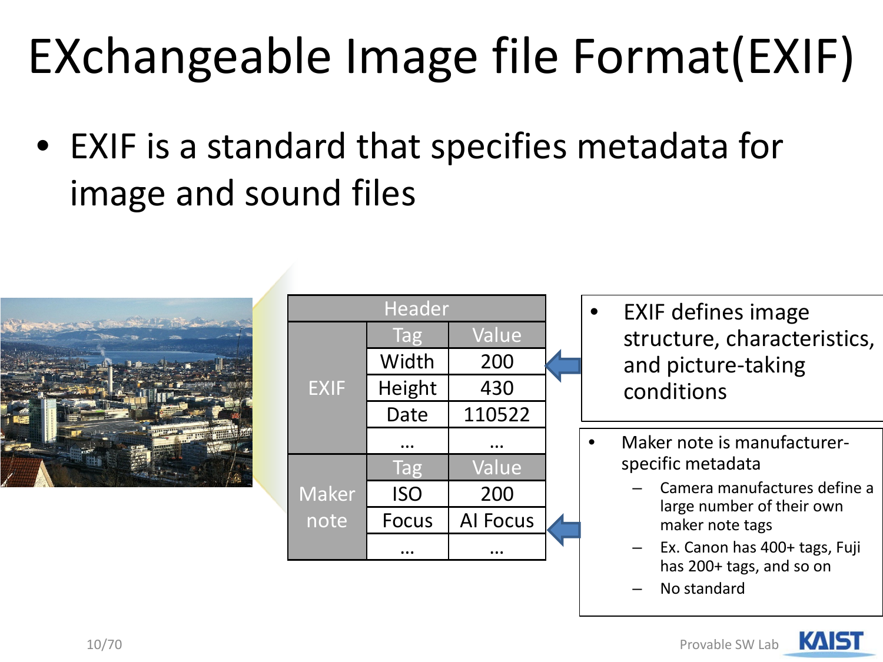# EXchangeable Image file Format(EXIF)

- EXIF is a standard that specifies metadata for image and sound files

| Header | | |
|---|---|---|
| EXIF | Tag | Value |
| | Width | 200 |
| | Height | 430 |
| | Date | 110522 |
| | … | … |
| Maker note | Tag | Value |
| | ISO | 200 |
| | Focus | AI Focus |
| | … | … |

- EXIF defines image structure, characteristics, and picture-taking conditions

- Maker note is manufacturer-specific metadata
  - Camera manufactures define a large number of their own maker note tags
  - Ex. Canon has 400+ tags, Fuji has 200+ tags, and so on
  - No standard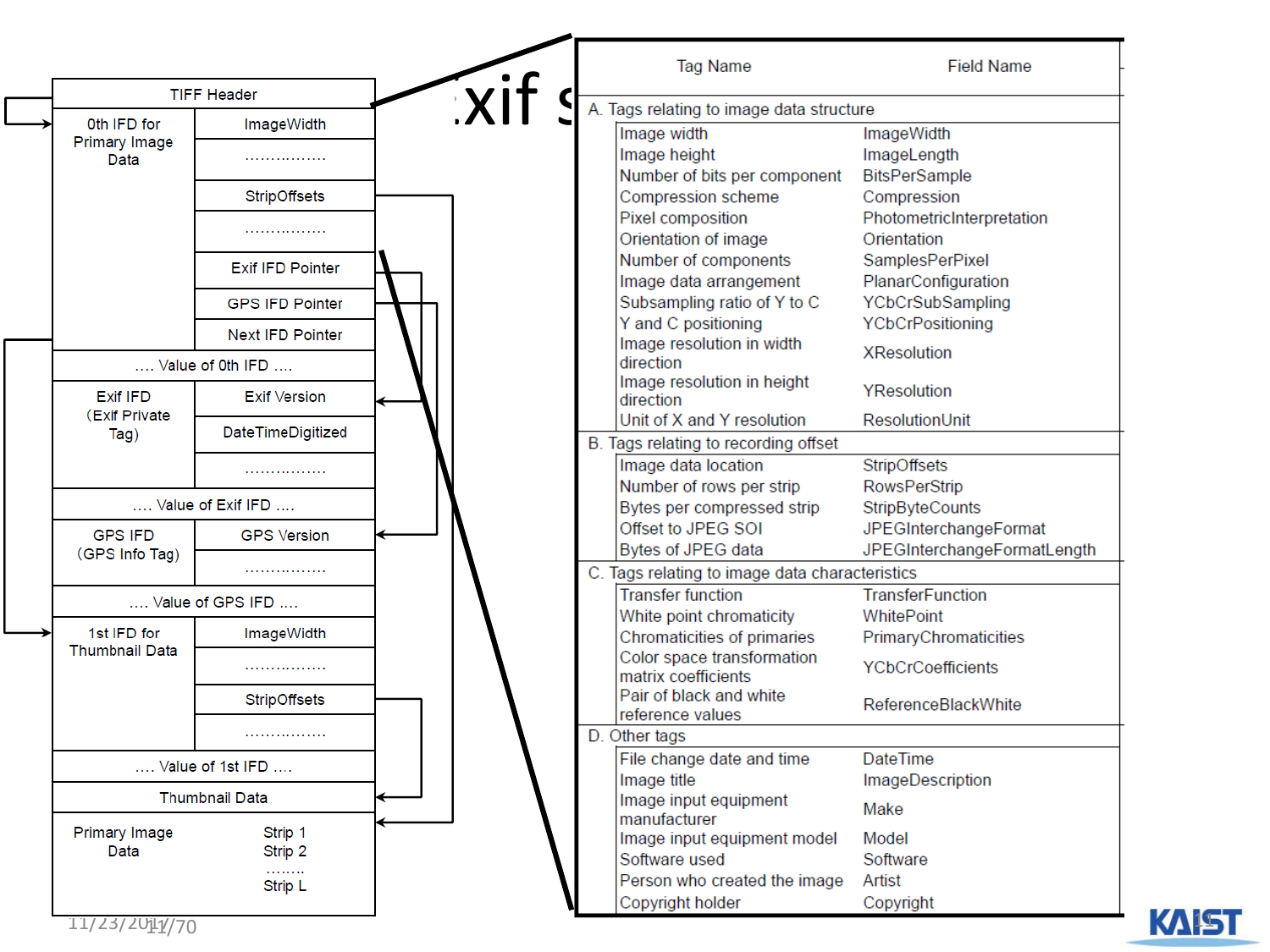# Exif

**TIFF Header**

| 0th IFD for Primary Image Data | |
|---|---|
| | ImageWidth |
| | ................ |
| | StripOffsets |
| | ................ |
| | Exif IFD Pointer |
| | GPS IFD Pointer |
| | Next IFD Pointer |

.... Value of 0th IFD ....

| Exif IFD (Exif Private Tag) | |
|---|---|
| | Exif Version |
| | DateTimeDigitized |
| | ................ |

.... Value of Exif IFD ....

| GPS IFD (GPS Info Tag) | |
|---|---|
| | GPS Version |
| | ................ |

.... Value of GPS IFD ....

| 1st IFD for Thumbnail Data | |
|---|---|
| | ImageWidth |
| | ................ |
| | StripOffsets |
| | ................ |

.... Value of 1st IFD ....

Thumbnail Data

| Primary Image Data | |
|---|---|
| | Strip 1 |
| | Strip 2 |
| | ........ |
| | Strip L |

| Tag Name | Field Name |
|---|---|
| **A. Tags relating to image data structure** | |
| Image width | ImageWidth |
| Image height | ImageLength |
| Number of bits per component | BitsPerSample |
| Compression scheme | Compression |
| Pixel composition | PhotometricInterpretation |
| Orientation of image | Orientation |
| Number of components | SamplesPerPixel |
| Image data arrangement | PlanarConfiguration |
| Subsampling ratio of Y to C | YCbCrSubSampling |
| Y and C positioning | YCbCrPositioning |
| Image resolution in width direction | XResolution |
| Image resolution in height direction | YResolution |
| Unit of X and Y resolution | ResolutionUnit |
| **B. Tags relating to recording offset** | |
| Image data location | StripOffsets |
| Number of rows per strip | RowsPerStrip |
| Bytes per compressed strip | StripByteCounts |
| Offset to JPEG SOI | JPEGInterchangeFormat |
| Bytes of JPEG data | JPEGInterchangeFormatLength |
| **C. Tags relating to image data characteristics** | |
| Transfer function | TransferFunction |
| White point chromaticity | WhitePoint |
| Chromaticities of primaries | PrimaryChromaticities |
| Color space transformation matrix coefficients | YCbCrCoefficients |
| Pair of black and white reference values | ReferenceBlackWhite |
| **D. Other tags** | |
| File change date and time | DateTime |
| Image title | ImageDescription |
| Image input equipment manufacturer | Make |
| Image input equipment model | Model |
| Software used | Software |
| Person who created the image | Artist |
| Copyright holder | Copyright |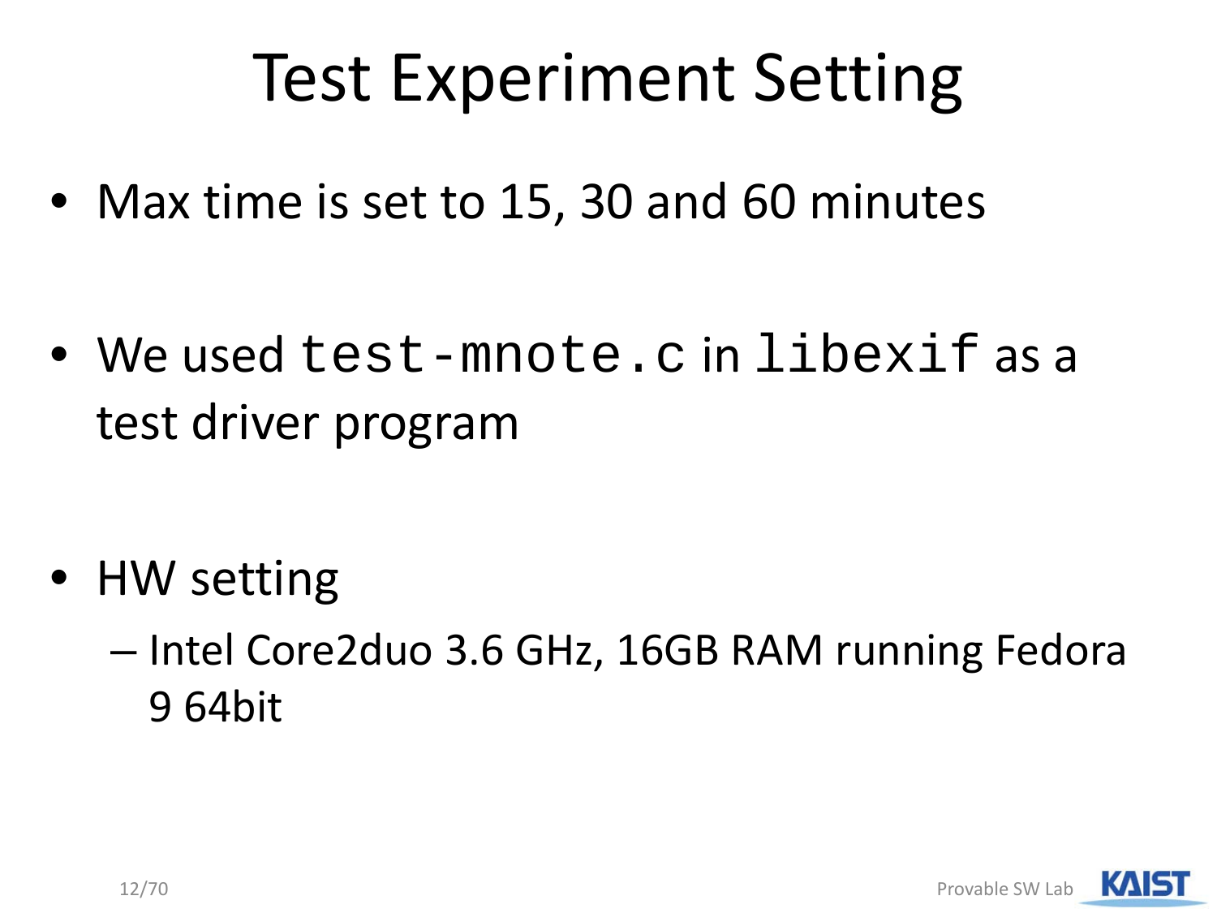# Test Experiment Setting

- Max time is set to 15, 30 and 60 minutes

- We used `test-mnote.c` in `libexif` as a test driver program

- HW setting
  - Intel Core2duo 3.6 GHz, 16GB RAM running Fedora 9 64bit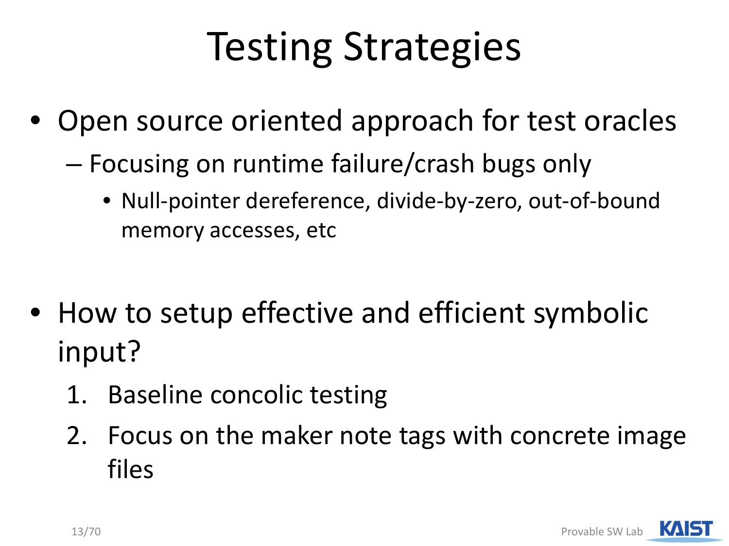# Testing Strategies

- Open source oriented approach for test oracles
  - Focusing on runtime failure/crash bugs only
    - Null-pointer dereference, divide-by-zero, out-of-bound memory accesses, etc

- How to setup effective and efficient symbolic input?
  1. Baseline concolic testing
  2. Focus on the maker note tags with concrete image files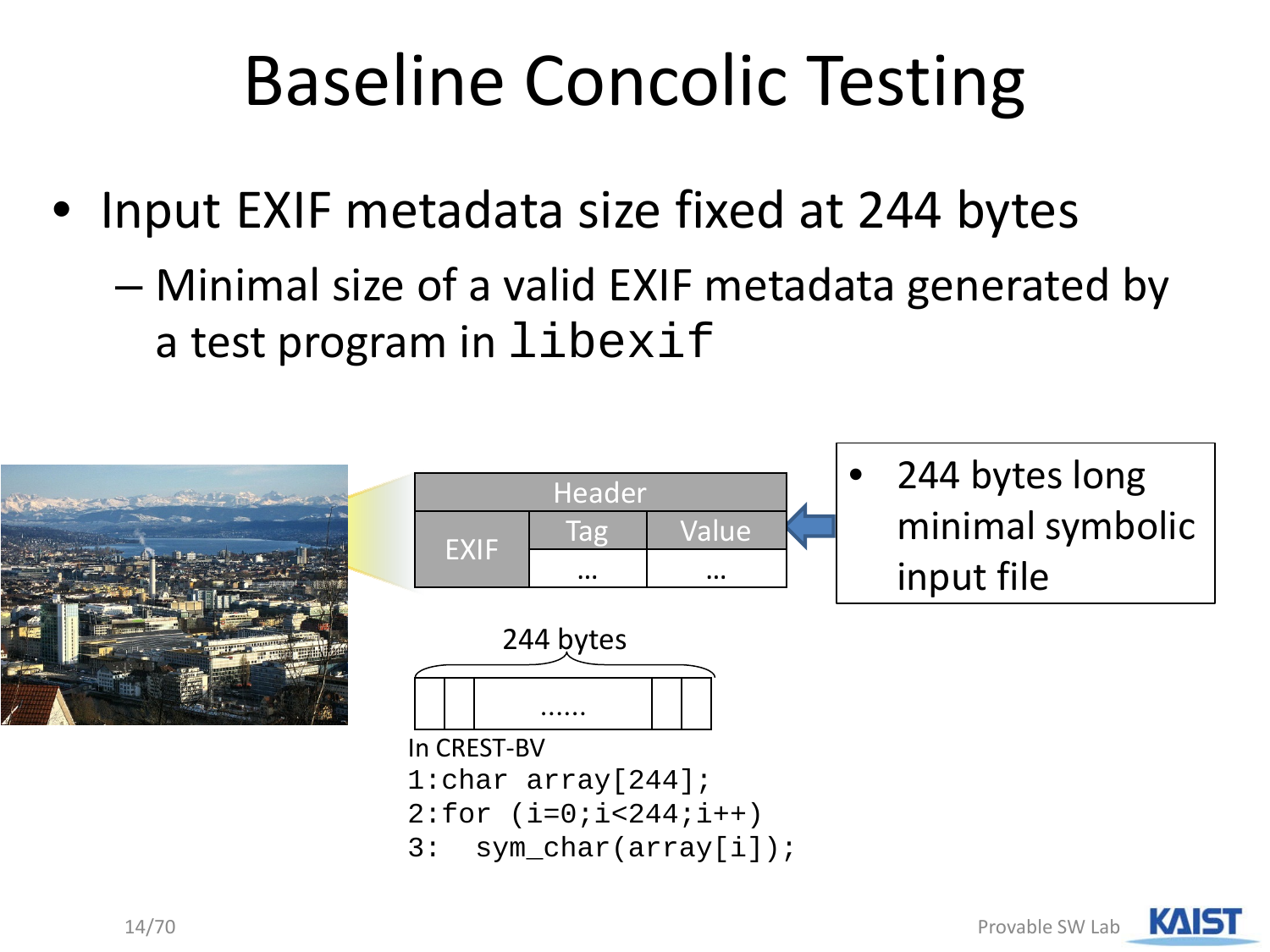# Baseline Concolic Testing

- Input EXIF metadata size fixed at 244 bytes
  - Minimal size of a valid EXIF metadata generated by a test program in `libexif`

| Header | | |
| --- | --- | --- |
| EXIF | Tag | Value |
| | … | … |

- 244 bytes long minimal symbolic input file

244 bytes

In CREST-BV

```
1:char array[244];
2:for (i=0;i<244;i++)
3:  sym_char(array[i]);
```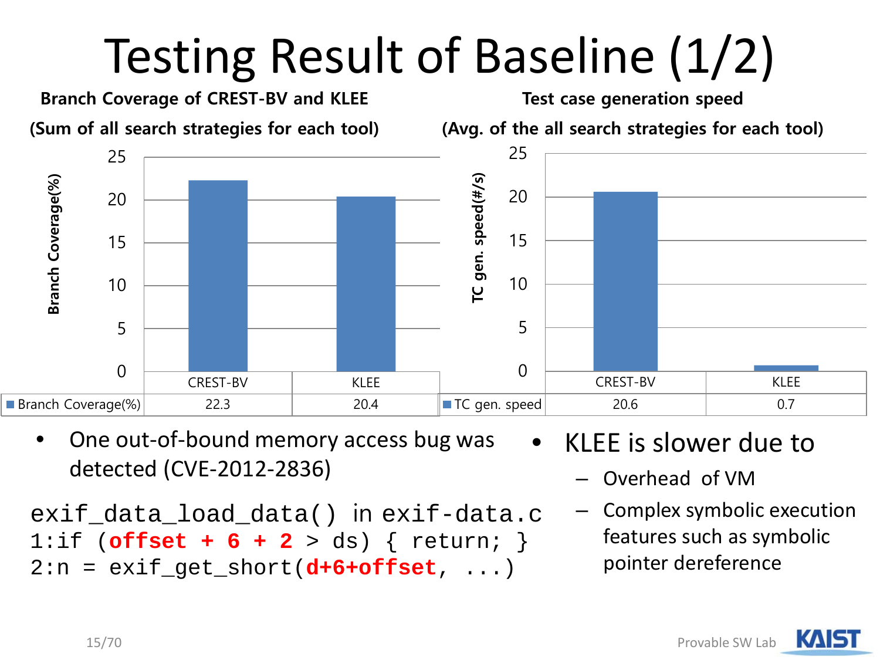# Testing Result of Baseline (1/2)

**Branch Coverage of CREST-BV and KLEE**

**(Sum of all search strategies for each tool)**

| | CREST-BV | KLEE |
|---|---|---|
| Branch Coverage(%) | 22.3 | 20.4 |

**Test case generation speed**

**(Avg. of the all search strategies for each tool)**

| | CREST-BV | KLEE |
|---|---|---|
| TC gen. speed | 20.6 | 0.7 |

- One out-of-bound memory access bug was detected (CVE-2012-2836)

```
exif_data_load_data() in exif-data.c
1:if (offset + 6 + 2 > ds) { return; }
2:n = exif_get_short(d+6+offset, ...)
```

- KLEE is slower due to
  - Overhead of VM
  - Complex symbolic execution features such as symbolic pointer dereference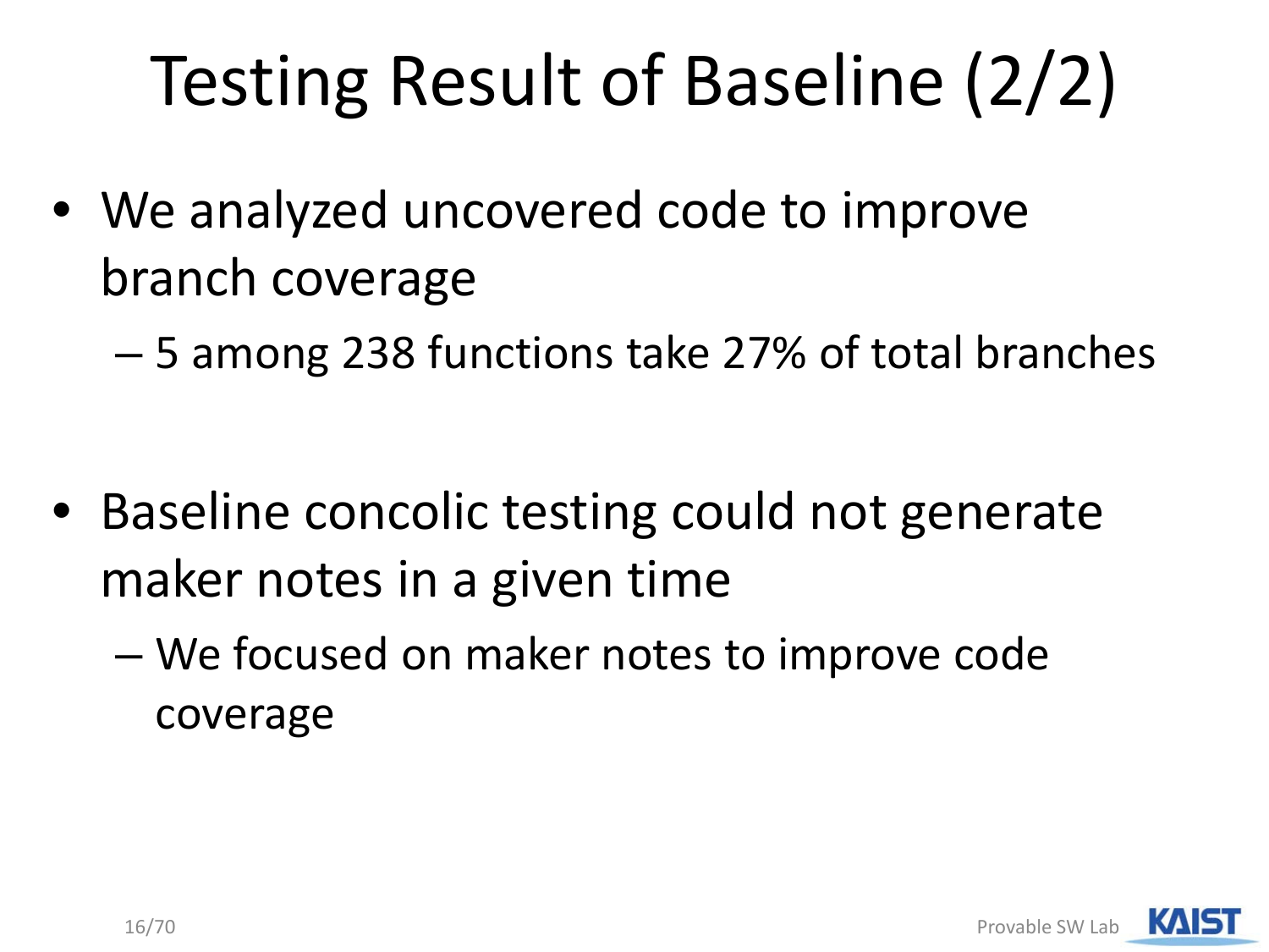# Testing Result of Baseline (2/2)

- We analyzed uncovered code to improve branch coverage
  - 5 among 238 functions take 27% of total branches
- Baseline concolic testing could not generate maker notes in a given time
  - We focused on maker notes to improve code coverage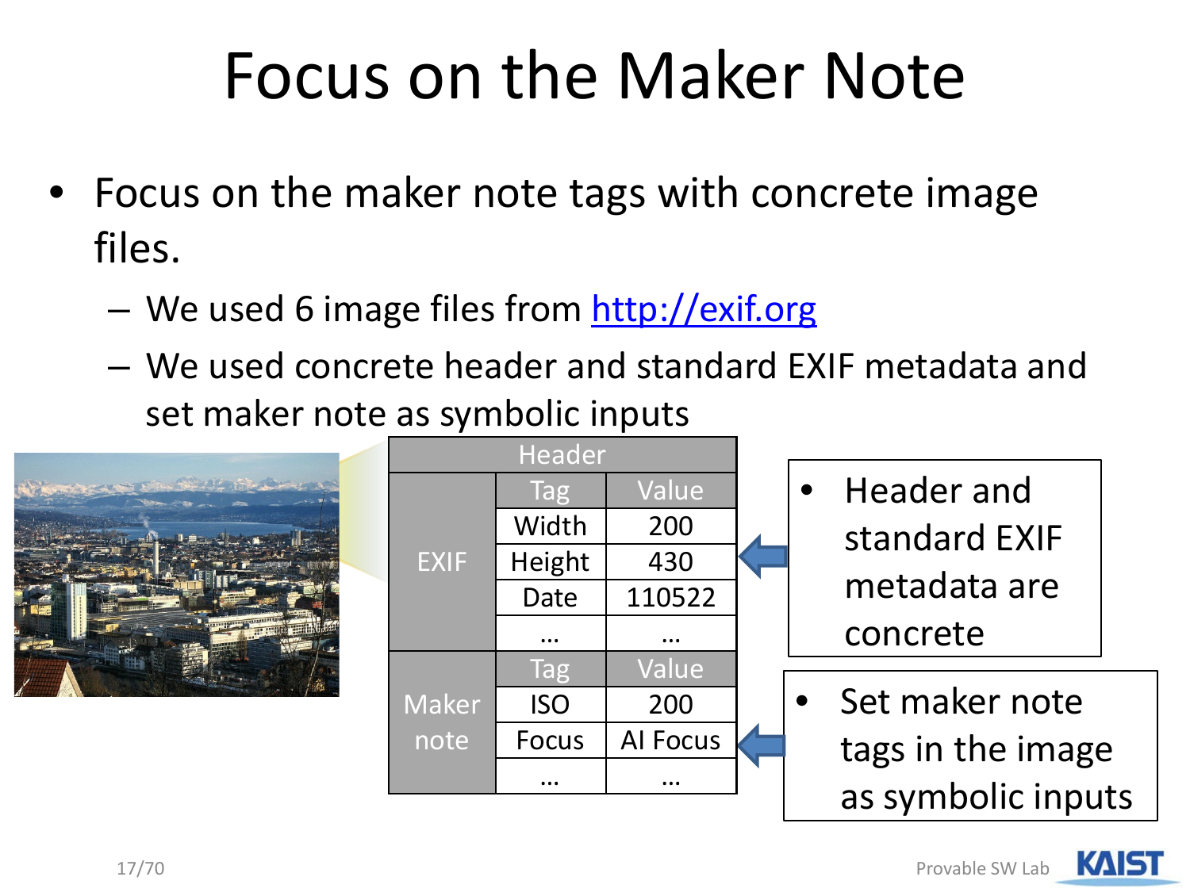# Focus on the Maker Note

- Focus on the maker note tags with concrete image files.
  - We used 6 image files from http://exif.org
  - We used concrete header and standard EXIF metadata and set maker note as symbolic inputs

| Header | | |
|---|---|---|
| EXIF | Tag | Value |
| | Width | 200 |
| | Height | 430 |
| | Date | 110522 |
| | … | … |
| Maker note | Tag | Value |
| | ISO | 200 |
| | Focus | AI Focus |
| | … | … |

- Header and standard EXIF metadata are concrete
- Set maker note tags in the image as symbolic inputs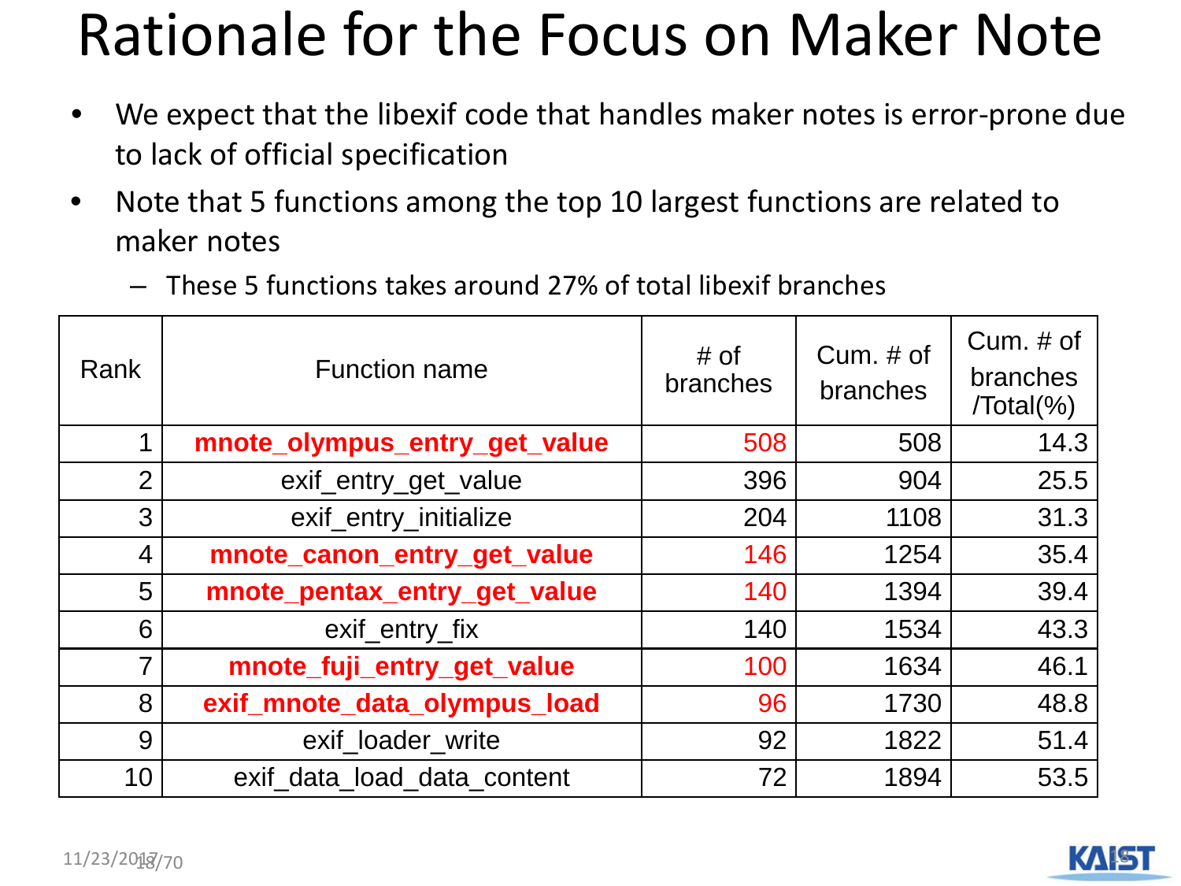# Rationale for the Focus on Maker Note

- We expect that the libexif code that handles maker notes is error-prone due to lack of official specification
- Note that 5 functions among the top 10 largest functions are related to maker notes
  - These 5 functions takes around 27% of total libexif branches

| Rank | Function name | # of branches | Cum. # of branches | Cum. # of branches /Total(%) |
|---|---|---|---|---|
| 1 | **mnote_olympus_entry_get_value** | 508 | 508 | 14.3 |
| 2 | exif_entry_get_value | 396 | 904 | 25.5 |
| 3 | exif_entry_initialize | 204 | 1108 | 31.3 |
| 4 | **mnote_canon_entry_get_value** | 146 | 1254 | 35.4 |
| 5 | **mnote_pentax_entry_get_value** | 140 | 1394 | 39.4 |
| 6 | exif_entry_fix | 140 | 1534 | 43.3 |
| 7 | **mnote_fuji_entry_get_value** | 100 | 1634 | 46.1 |
| 8 | **exif_mnote_data_olympus_load** | 96 | 1730 | 48.8 |
| 9 | exif_loader_write | 92 | 1822 | 51.4 |
| 10 | exif_data_load_data_content | 72 | 1894 | 53.5 |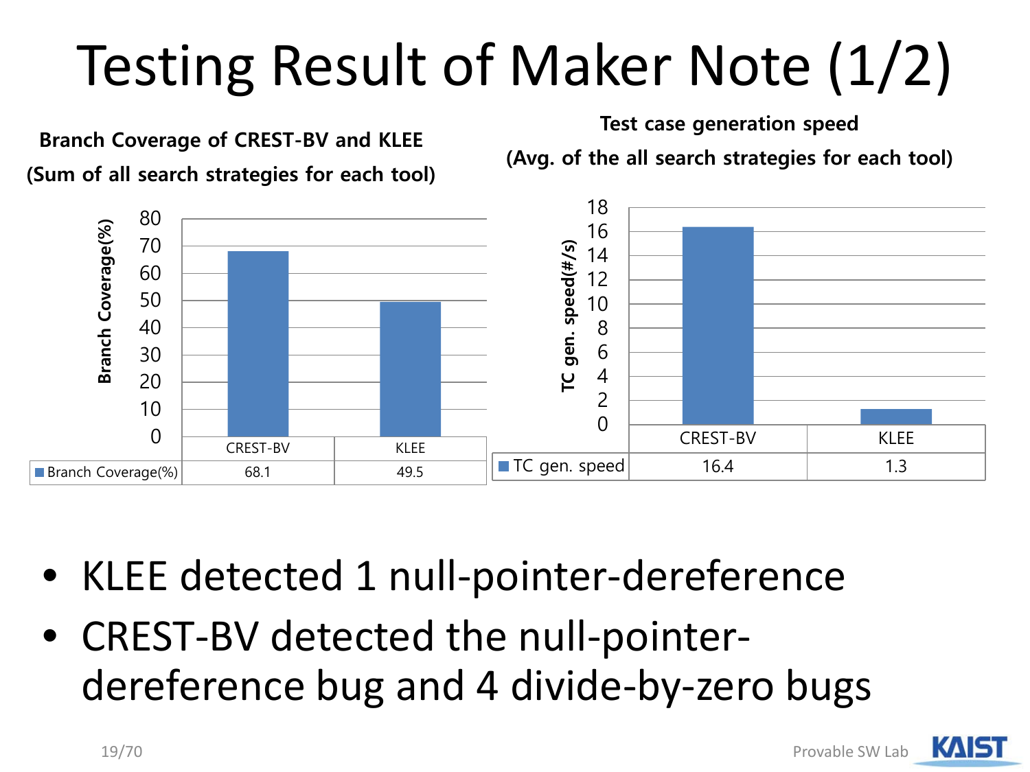# Testing Result of Maker Note (1/2)

**Branch Coverage of CREST-BV and KLEE**
**(Sum of all search strategies for each tool)**

| | CREST-BV | KLEE |
|---|---|---|
| Branch Coverage(%) | 68.1 | 49.5 |

**Test case generation speed**
**(Avg. of the all search strategies for each tool)**

| | CREST-BV | KLEE |
|---|---|---|
| TC gen. speed | 16.4 | 1.3 |

- KLEE detected 1 null-pointer-dereference
- CREST-BV detected the null-pointer-dereference bug and 4 divide-by-zero bugs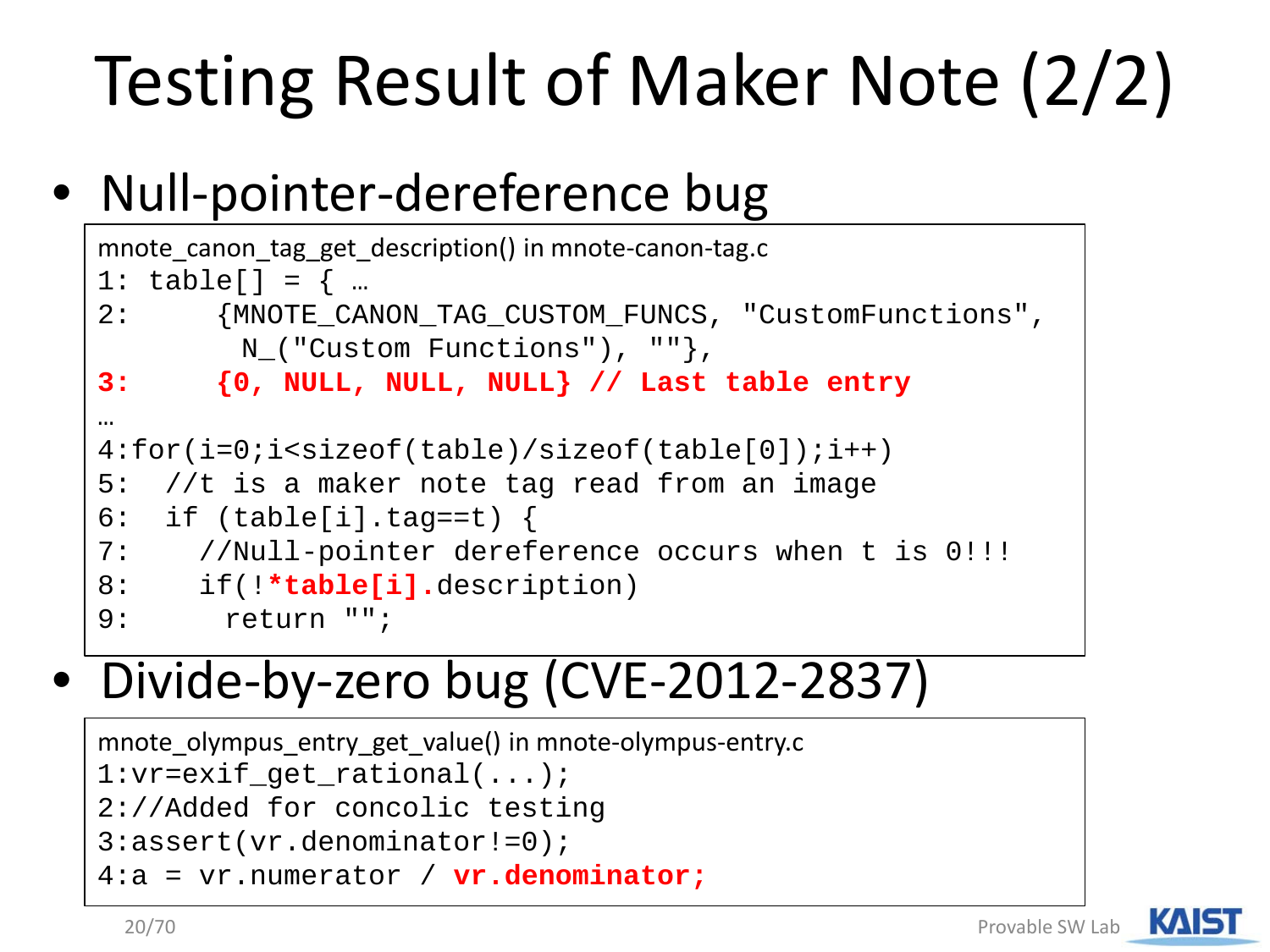# Testing Result of Maker Note (2/2)

- Null-pointer-dereference bug

mnote_canon_tag_get_description() in mnote-canon-tag.c

```
1: table[] = { …
2:     {MNOTE_CANON_TAG_CUSTOM_FUNCS, "CustomFunctions",
        N_("Custom Functions"), ""},
3:     {0, NULL, NULL, NULL} // Last table entry
…
4:for(i=0;i<sizeof(table)/sizeof(table[0]);i++)
5:  //t is a maker note tag read from an image
6:  if (table[i].tag==t) {
7:    //Null-pointer dereference occurs when t is 0!!!
8:    if(!*table[i].description)
9:     return "";
```

- Divide-by-zero bug (CVE-2012-2837)

mnote_olympus_entry_get_value() in mnote-olympus-entry.c

```
1:vr=exif_get_rational(...);
2://Added for concolic testing
3:assert(vr.denominator!=0);
4:a = vr.numerator / vr.denominator;
```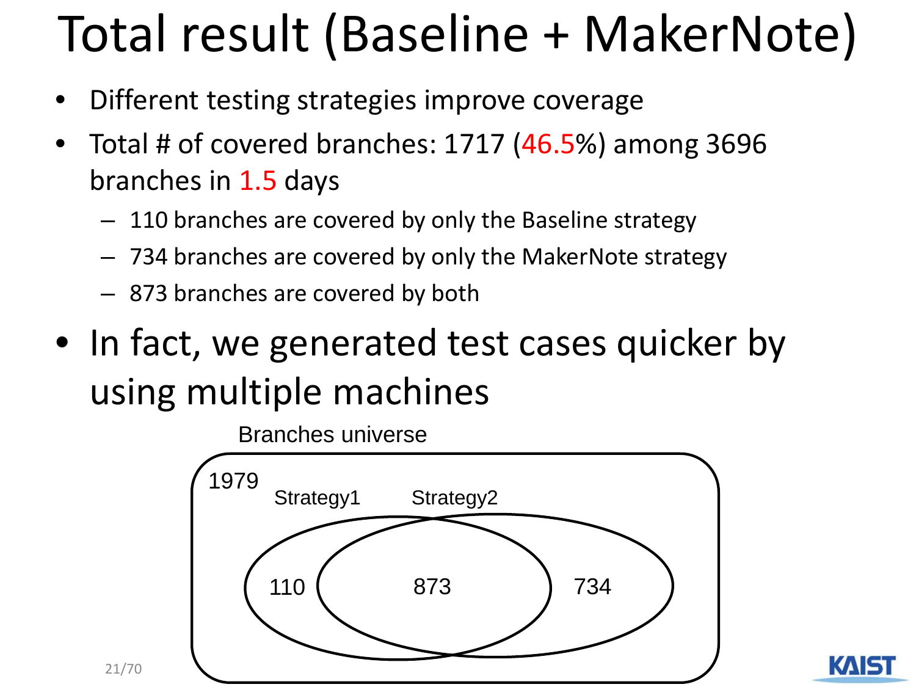# Total result (Baseline + MakerNote)

- Different testing strategies improve coverage
- Total # of covered branches: 1717 (46.5%) among 3696 branches in 1.5 days
  - 110 branches are covered by only the Baseline strategy
  - 734 branches are covered by only the MakerNote strategy
  - 873 branches are covered by both
- In fact, we generated test cases quicker by using multiple machines

Branches universe

1979

Strategy1 Strategy2

110 873 734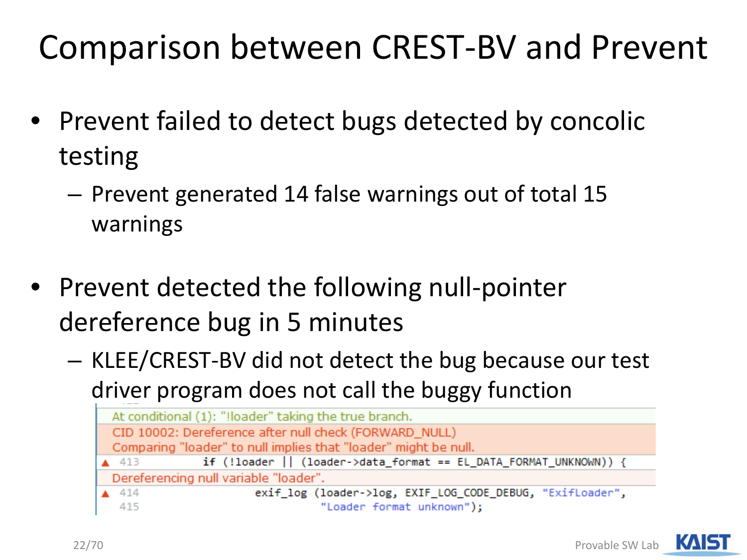# Comparison between CREST-BV and Prevent

- Prevent failed to detect bugs detected by concolic testing
  - Prevent generated 14 false warnings out of total 15 warnings
- Prevent detected the following null-pointer dereference bug in 5 minutes
  - KLEE/CREST-BV did not detect the bug because our test driver program does not call the buggy function

```
At conditional (1): "!loader" taking the true branch.
CID 10002: Dereference after null check (FORWARD_NULL)
Comparing "loader" to null implies that "loader" might be null.
413         if (!loader || (loader->data_format == EL_DATA_FORMAT_UNKNOWN)) {
Dereferencing null variable "loader".
414                 exif_log (loader->log, EXIF_LOG_CODE_DEBUG, "ExifLoader",
415                         "Loader format unknown");
```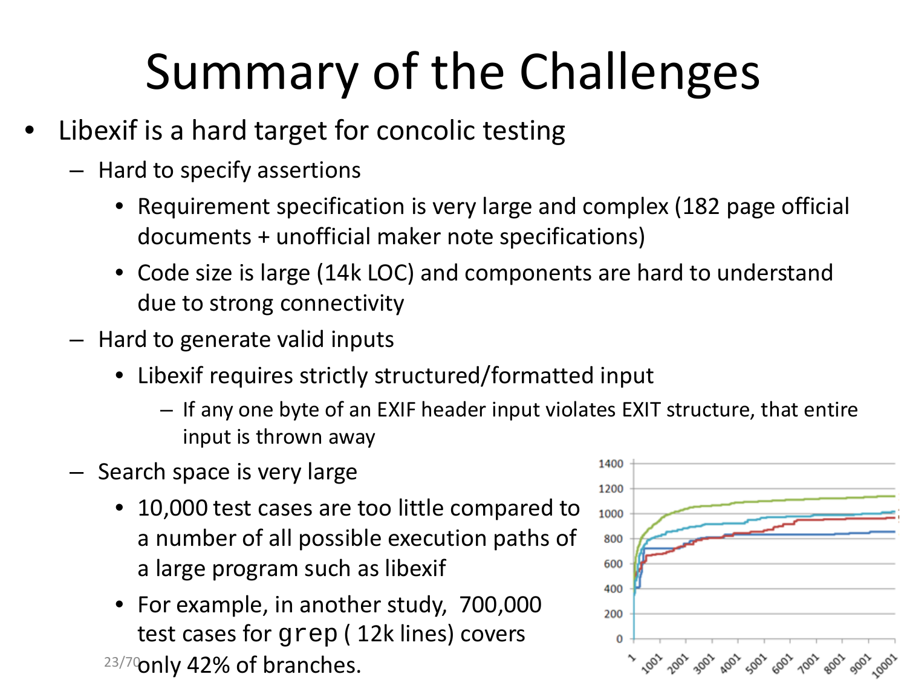# Summary of the Challenges

- Libexif is a hard target for concolic testing
  - Hard to specify assertions
    - Requirement specification is very large and complex (182 page official documents + unofficial maker note specifications)
    - Code size is large (14k LOC) and components are hard to understand due to strong connectivity
  - Hard to generate valid inputs
    - Libexif requires strictly structured/formatted input
      - If any one byte of an EXIF header input violates EXIT structure, that entire input is thrown away
  - Search space is very large
    - 10,000 test cases are too little compared to a number of all possible execution paths of a large program such as libexif
    - For example, in another study, 700,000 test cases for `grep` ( 12k lines) covers only 42% of branches.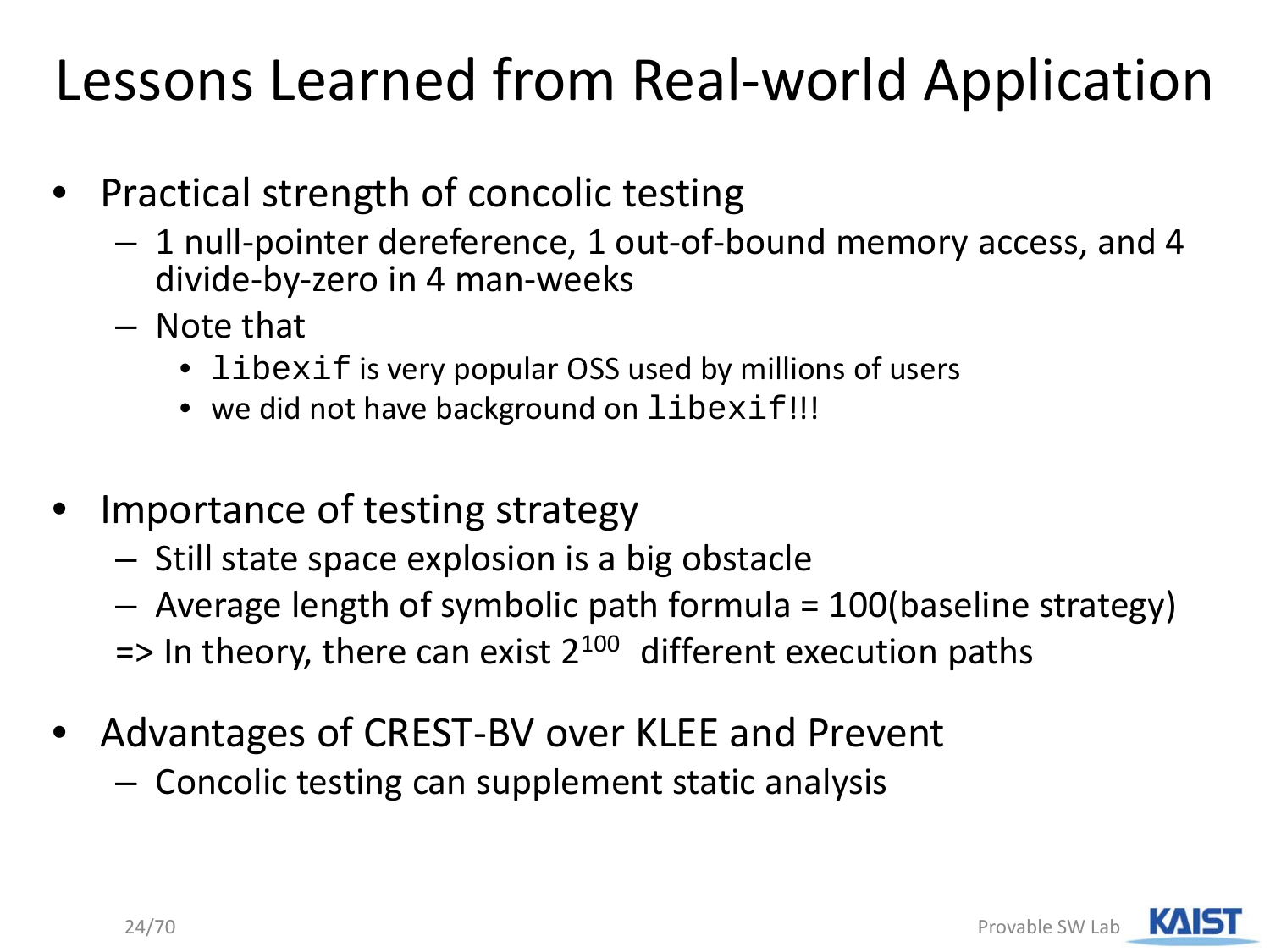# Lessons Learned from Real-world Application

- Practical strength of concolic testing
  - 1 null-pointer dereference, 1 out-of-bound memory access, and 4 divide-by-zero in 4 man-weeks
  - Note that
    - `libexif` is very popular OSS used by millions of users
    - we did not have background on `libexif`!!!

- Importance of testing strategy
  - Still state space explosion is a big obstacle
  - Average length of symbolic path formula = 100(baseline strategy)

  => In theory, there can exist $2^{100}$ different execution paths

- Advantages of CREST-BV over KLEE and Prevent
  - Concolic testing can supplement static analysis